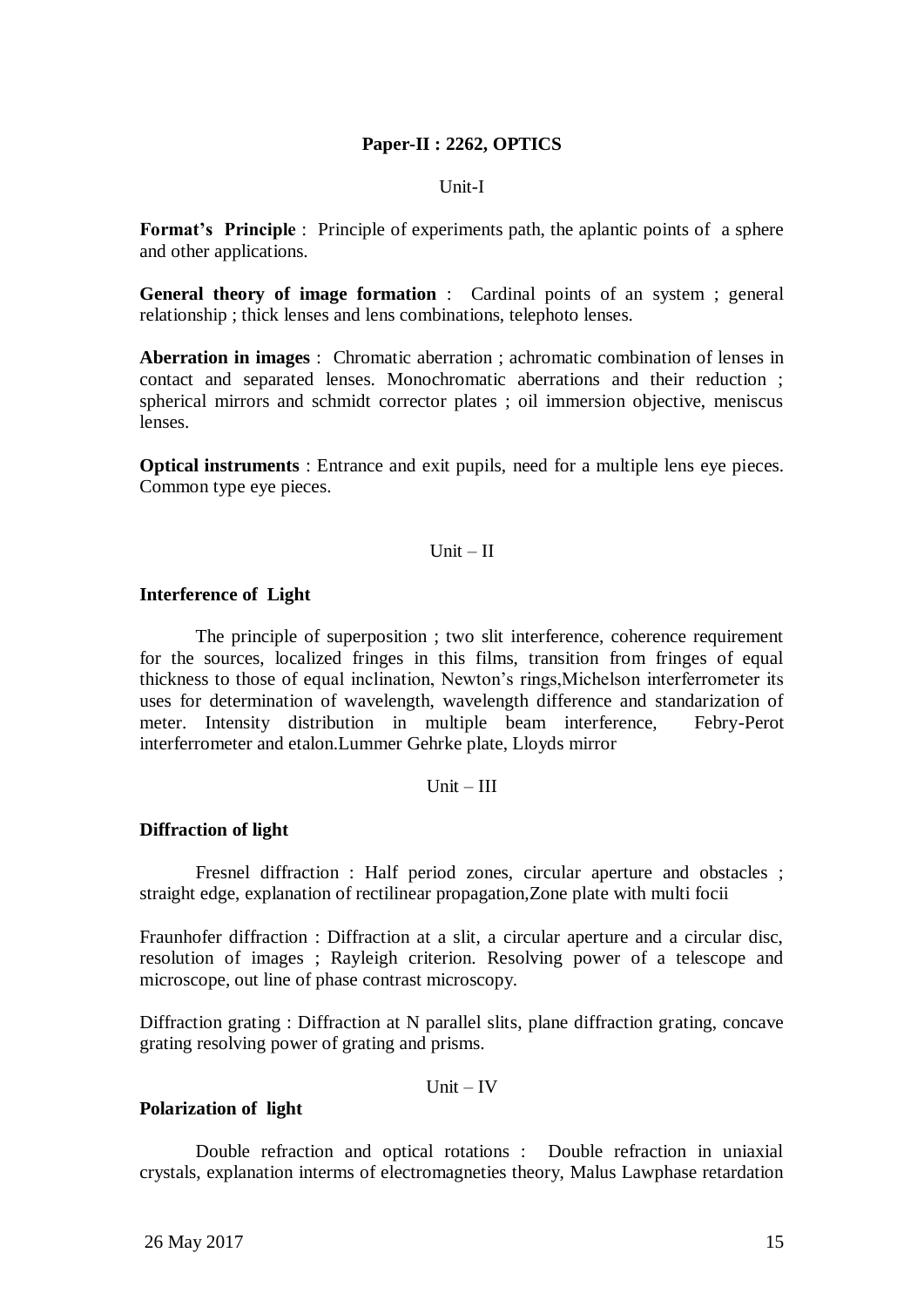## Paper-II : 2262, OPTICS

### Unit-I

**Format's Principle** : Principle of experiments path, the aplantic points of a sphere and other applications.

**General theory of image formation** : Cardinal points of an system ; general relationship ; thick lenses and lens combinations, telephoto lenses.

**Aberration in images** : Chromatic aberration ; achromatic combination of lenses in contact and separated lenses. Monochromatic aberrations and their reduction ; spherical mirrors and schmidt corrector plates ; oil immersion objective, meniscus lenses.

**Optical instruments** : Entrance and exit pupils, need for a multiple lens eye pieces. Common type eye pieces.

### Unit – II

**Interference of Light**

The principle of superposition ; two slit interference, coherence requirement for the sources, localized fringes in this films, transition from fringes of equal thickness to those of equal inclination, Newton's rings,Michelson interferrometer its uses for determination of wavelength, wavelength difference and standarization of meter. Intensity distribution in multiple beam interference, Febry-Perot interferrometer and etalon.Lummer Gehrke plate, Lloyds mirror

### Unit – III

**Diffraction of light**

Fresnel diffraction : Half period zones, circular aperture and obstacles ; straight edge, explanation of rectilinear propagation,Zone plate with multi focii

Fraunhofer diffraction : Diffraction at a slit, a circular aperture and a circular disc, resolution of images ; Rayleigh criterion. Resolving power of a telescope and microscope, out line of phase contrast microscopy.

Diffraction grating : Diffraction at N parallel slits, plane diffraction grating, concave grating resolving power of grating and prisms.

### Unit – IV

**Polarization of light**

Double refraction and optical rotations : Double refraction in uniaxial crystals, explanation interms of electromagneties theory, Malus Lawphase retardation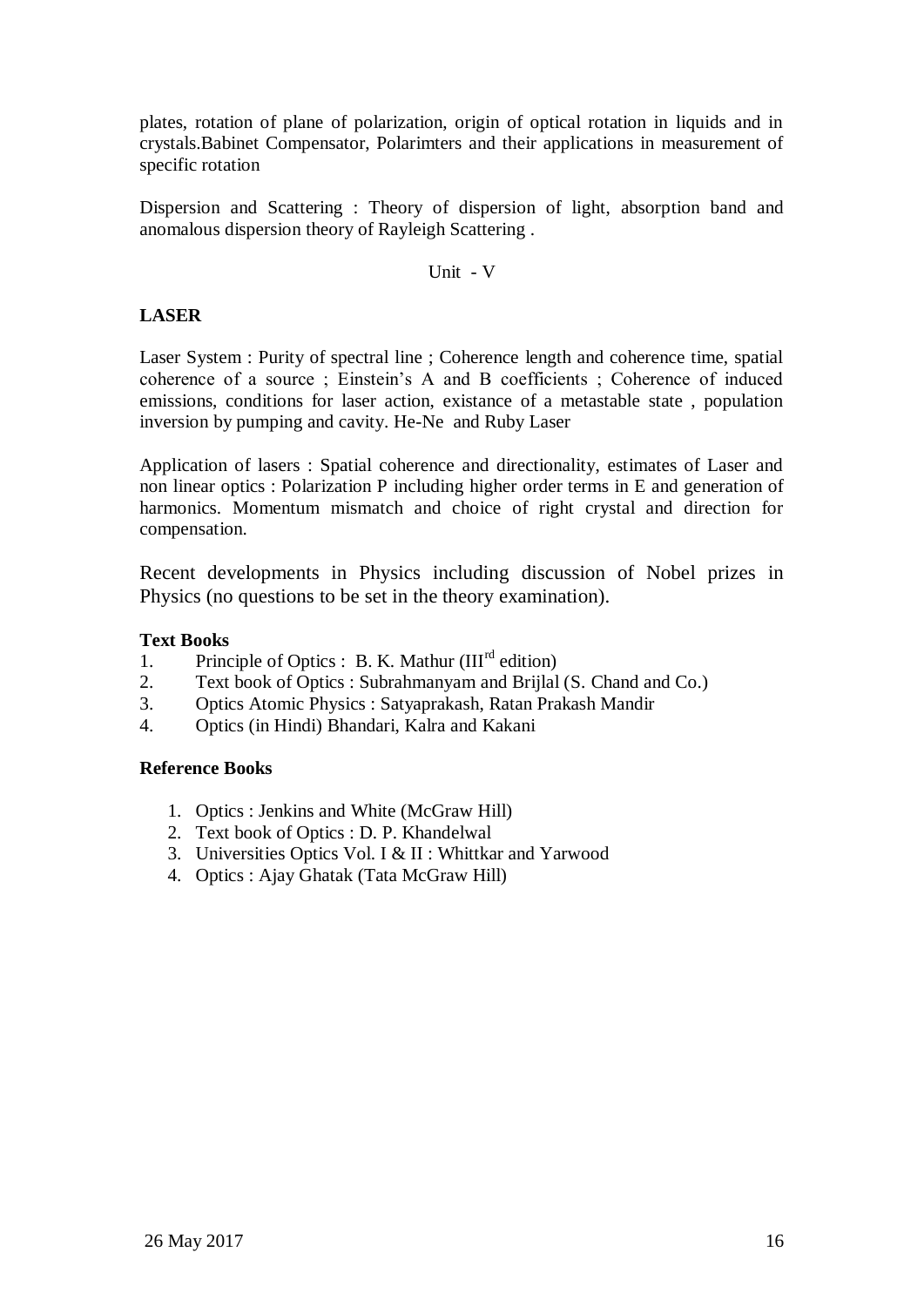plates, rotation of plane of polarization, origin of optical rotation in liquids and in crystals.Babinet Compensator, Polarimters and their applications in measurement of specific rotation

Dispersion and Scattering : Theory of dispersion of light, absorption band and anomalous dispersion theory of Rayleigh Scattering .

Unit - V

**LASER**

Laser System : Purity of spectral line ; Coherence length and coherence time, spatial coherence of a source ; Einstein's A and B coefficients ; Coherence of induced emissions, conditions for laser action, existance of a metastable state , population inversion by pumping and cavity. He-Ne and Ruby Laser

Application of lasers : Spatial coherence and directionality, estimates of Laser and non linear optics : Polarization P including higher order terms in E and generation of harmonics. Momentum mismatch and choice of right crystal and direction for compensation.

Recent developments in Physics including discussion of Nobel prizes in Physics (no questions to be set in the theory examination).

**Text Books**

1. Principle of Optics : B. K. Mathur (III$^{rd}$ edition)
2. Text book of Optics : Subrahmanyam and Brijlal (S. Chand and Co.)
3. Optics Atomic Physics : Satyaprakash, Ratan Prakash Mandir
4. Optics (in Hindi) Bhandari, Kalra and Kakani

**Reference Books**

1. Optics : Jenkins and White (McGraw Hill)
2. Text book of Optics : D. P. Khandelwal
3. Universities Optics Vol. I & II : Whittkar and Yarwood
4. Optics : Ajay Ghatak (Tata McGraw Hill)